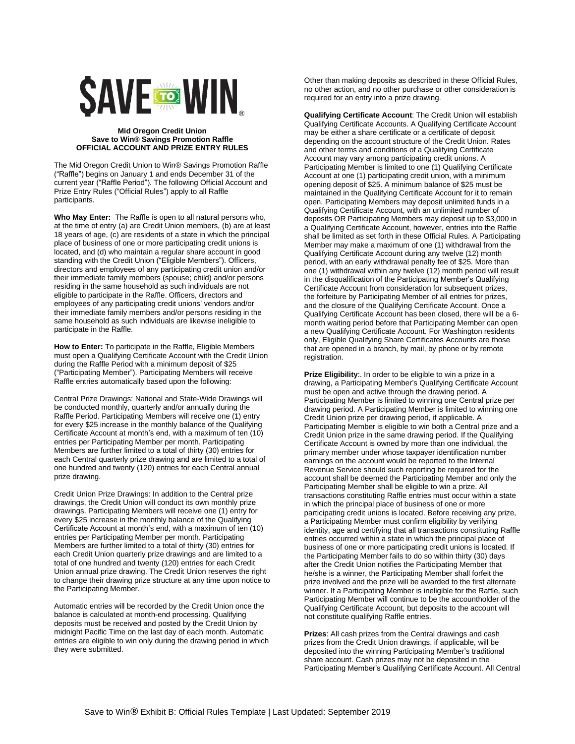# $AVE TO WIN®

**Mid Oregon Credit Union**
**Save to Win® Savings Promotion Raffle**
**OFFICIAL ACCOUNT AND PRIZE ENTRY RULES**

The Mid Oregon Credit Union to Win® Savings Promotion Raffle ("Raffle") begins on January 1 and ends December 31 of the current year ("Raffle Period"). The following Official Account and Prize Entry Rules ("Official Rules") apply to all Raffle participants.

**Who May Enter:** The Raffle is open to all natural persons who, at the time of entry (a) are Credit Union members, (b) are at least 18 years of age, (c) are residents of a state in which the principal place of business of one or more participating credit unions is located, and (d) who maintain a regular share account in good standing with the Credit Union ("Eligible Members"). Officers, directors and employees of any participating credit union and/or their immediate family members (spouse; child) and/or persons residing in the same household as such individuals are not eligible to participate in the Raffle. Officers, directors and employees of any participating credit unions' vendors and/or their immediate family members and/or persons residing in the same household as such individuals are likewise ineligible to participate in the Raffle.

**How to Enter:** To participate in the Raffle, Eligible Members must open a Qualifying Certificate Account with the Credit Union during the Raffle Period with a minimum deposit of $25 ("Participating Member"). Participating Members will receive Raffle entries automatically based upon the following:

Central Prize Drawings: National and State-Wide Drawings will be conducted monthly, quarterly and/or annually during the Raffle Period. Participating Members will receive one (1) entry for every $25 increase in the monthly balance of the Qualifying Certificate Account at month's end, with a maximum of ten (10) entries per Participating Member per month. Participating Members are further limited to a total of thirty (30) entries for each Central quarterly prize drawing and are limited to a total of one hundred and twenty (120) entries for each Central annual prize drawing.

Credit Union Prize Drawings: In addition to the Central prize drawings, the Credit Union will conduct its own monthly prize drawings. Participating Members will receive one (1) entry for every $25 increase in the monthly balance of the Qualifying Certificate Account at month's end, with a maximum of ten (10) entries per Participating Member per month. Participating Members are further limited to a total of thirty (30) entries for each Credit Union quarterly prize drawings and are limited to a total of one hundred and twenty (120) entries for each Credit Union annual prize drawing. The Credit Union reserves the right to change their drawing prize structure at any time upon notice to the Participating Member.

Automatic entries will be recorded by the Credit Union once the balance is calculated at month-end processing. Qualifying deposits must be received and posted by the Credit Union by midnight Pacific Time on the last day of each month. Automatic entries are eligible to win only during the drawing period in which they were submitted.

Other than making deposits as described in these Official Rules, no other action, and no other purchase or other consideration is required for an entry into a prize drawing.

**Qualifying Certificate Account**: The Credit Union will establish Qualifying Certificate Accounts. A Qualifying Certificate Account may be either a share certificate or a certificate of deposit depending on the account structure of the Credit Union. Rates and other terms and conditions of a Qualifying Certificate Account may vary among participating credit unions. A Participating Member is limited to one (1) Qualifying Certificate Account at one (1) participating credit union, with a minimum opening deposit of $25. A minimum balance of $25 must be maintained in the Qualifying Certificate Account for it to remain open. Participating Members may deposit unlimited funds in a Qualifying Certificate Account, with an unlimited number of deposits OR Participating Members may deposit up to $3,000 in a Qualifying Certificate Account, however, entries into the Raffle shall be limited as set forth in these Official Rules. A Participating Member may make a maximum of one (1) withdrawal from the Qualifying Certificate Account during any twelve (12) month period, with an early withdrawal penalty fee of $25. More than one (1) withdrawal within any twelve (12) month period will result in the disqualification of the Participating Member's Qualifying Certificate Account from consideration for subsequent prizes, the forfeiture by Participating Member of all entries for prizes, and the closure of the Qualifying Certificate Account. Once a Qualifying Certificate Account has been closed, there will be a 6-month waiting period before that Participating Member can open a new Qualifying Certificate Account. For Washington residents only, Eligible Qualifying Share Certificates Accounts are those that are opened in a branch, by mail, by phone or by remote registration.

**Prize Eligibility**:. In order to be eligible to win a prize in a drawing, a Participating Member's Qualifying Certificate Account must be open and active through the drawing period. A Participating Member is limited to winning one Central prize per drawing period. A Participating Member is limited to winning one Credit Union prize per drawing period, if applicable. A Participating Member is eligible to win both a Central prize and a Credit Union prize in the same drawing period. If the Qualifying Certificate Account is owned by more than one individual, the primary member under whose taxpayer identification number earnings on the account would be reported to the Internal Revenue Service should such reporting be required for the account shall be deemed the Participating Member and only the Participating Member shall be eligible to win a prize. All transactions constituting Raffle entries must occur within a state in which the principal place of business of one or more participating credit unions is located. Before receiving any prize, a Participating Member must confirm eligibility by verifying identity, age and certifying that all transactions constituting Raffle entries occurred within a state in which the principal place of business of one or more participating credit unions is located. If the Participating Member fails to do so within thirty (30) days after the Credit Union notifies the Participating Member that he/she is a winner, the Participating Member shall forfeit the prize involved and the prize will be awarded to the first alternate winner. If a Participating Member is ineligible for the Raffle, such Participating Member will continue to be the accountholder of the Qualifying Certificate Account, but deposits to the account will not constitute qualifying Raffle entries.

**Prizes**: All cash prizes from the Central drawings and cash prizes from the Credit Union drawings, if applicable, will be deposited into the winning Participating Member's traditional share account. Cash prizes may not be deposited in the Participating Member's Qualifying Certificate Account. All Central

Save to Win® Exhibit B: Official Rules Template | Last Updated: September 2019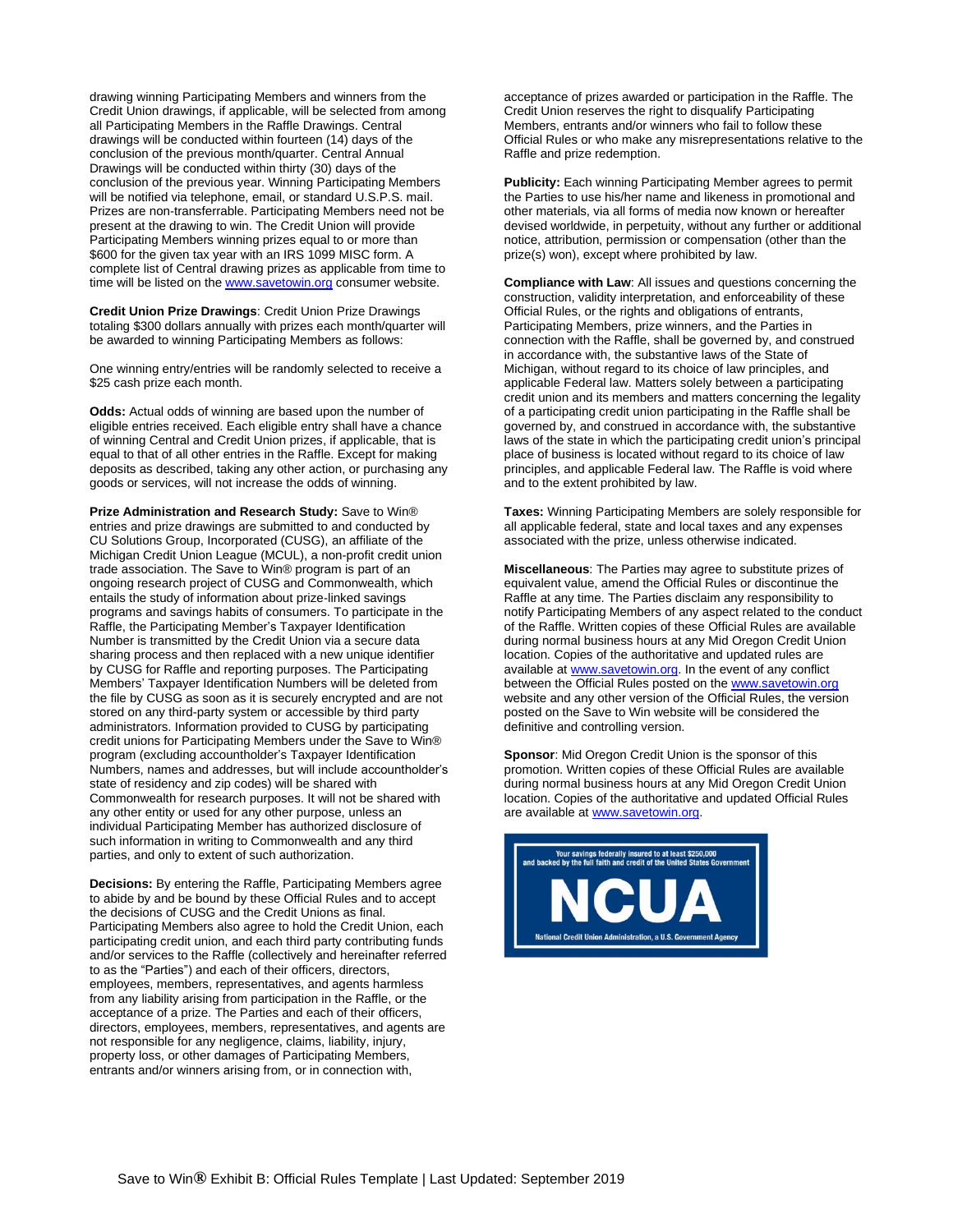drawing winning Participating Members and winners from the Credit Union drawings, if applicable, will be selected from among all Participating Members in the Raffle Drawings. Central drawings will be conducted within fourteen (14) days of the conclusion of the previous month/quarter. Central Annual Drawings will be conducted within thirty (30) days of the conclusion of the previous year. Winning Participating Members will be notified via telephone, email, or standard U.S.P.S. mail. Prizes are non-transferrable. Participating Members need not be present at the drawing to win. The Credit Union will provide Participating Members winning prizes equal to or more than $600 for the given tax year with an IRS 1099 MISC form. A complete list of Central drawing prizes as applicable from time to time will be listed on the www.savetowin.org consumer website.

**Credit Union Prize Drawings**: Credit Union Prize Drawings totaling $300 dollars annually with prizes each month/quarter will be awarded to winning Participating Members as follows:

One winning entry/entries will be randomly selected to receive a $25 cash prize each month.

**Odds:** Actual odds of winning are based upon the number of eligible entries received. Each eligible entry shall have a chance of winning Central and Credit Union prizes, if applicable, that is equal to that of all other entries in the Raffle. Except for making deposits as described, taking any other action, or purchasing any goods or services, will not increase the odds of winning.

**Prize Administration and Research Study:** Save to Win® entries and prize drawings are submitted to and conducted by CU Solutions Group, Incorporated (CUSG), an affiliate of the Michigan Credit Union League (MCUL), a non-profit credit union trade association. The Save to Win® program is part of an ongoing research project of CUSG and Commonwealth, which entails the study of information about prize-linked savings programs and savings habits of consumers. To participate in the Raffle, the Participating Member's Taxpayer Identification Number is transmitted by the Credit Union via a secure data sharing process and then replaced with a new unique identifier by CUSG for Raffle and reporting purposes. The Participating Members' Taxpayer Identification Numbers will be deleted from the file by CUSG as soon as it is securely encrypted and are not stored on any third-party system or accessible by third party administrators. Information provided to CUSG by participating credit unions for Participating Members under the Save to Win® program (excluding accountholder's Taxpayer Identification Numbers, names and addresses, but will include accountholder's state of residency and zip codes) will be shared with Commonwealth for research purposes. It will not be shared with any other entity or used for any other purpose, unless an individual Participating Member has authorized disclosure of such information in writing to Commonwealth and any third parties, and only to extent of such authorization.

**Decisions:** By entering the Raffle, Participating Members agree to abide by and be bound by these Official Rules and to accept the decisions of CUSG and the Credit Unions as final. Participating Members also agree to hold the Credit Union, each participating credit union, and each third party contributing funds and/or services to the Raffle (collectively and hereinafter referred to as the "Parties") and each of their officers, directors, employees, members, representatives, and agents harmless from any liability arising from participation in the Raffle, or the acceptance of a prize. The Parties and each of their officers, directors, employees, members, representatives, and agents are not responsible for any negligence, claims, liability, injury, property loss, or other damages of Participating Members, entrants and/or winners arising from, or in connection with, acceptance of prizes awarded or participation in the Raffle. The Credit Union reserves the right to disqualify Participating Members, entrants and/or winners who fail to follow these Official Rules or who make any misrepresentations relative to the Raffle and prize redemption.

**Publicity:** Each winning Participating Member agrees to permit the Parties to use his/her name and likeness in promotional and other materials, via all forms of media now known or hereafter devised worldwide, in perpetuity, without any further or additional notice, attribution, permission or compensation (other than the prize(s) won), except where prohibited by law.

**Compliance with Law**: All issues and questions concerning the construction, validity interpretation, and enforceability of these Official Rules, or the rights and obligations of entrants, Participating Members, prize winners, and the Parties in connection with the Raffle, shall be governed by, and construed in accordance with, the substantive laws of the State of Michigan, without regard to its choice of law principles, and applicable Federal law. Matters solely between a participating credit union and its members and matters concerning the legality of a participating credit union participating in the Raffle shall be governed by, and construed in accordance with, the substantive laws of the state in which the participating credit union's principal place of business is located without regard to its choice of law principles, and applicable Federal law. The Raffle is void where and to the extent prohibited by law.

**Taxes:** Winning Participating Members are solely responsible for all applicable federal, state and local taxes and any expenses associated with the prize, unless otherwise indicated.

**Miscellaneous**: The Parties may agree to substitute prizes of equivalent value, amend the Official Rules or discontinue the Raffle at any time. The Parties disclaim any responsibility to notify Participating Members of any aspect related to the conduct of the Raffle. Written copies of these Official Rules are available during normal business hours at any Mid Oregon Credit Union location. Copies of the authoritative and updated rules are available at www.savetowin.org. In the event of any conflict between the Official Rules posted on the www.savetowin.org website and any other version of the Official Rules, the version posted on the Save to Win website will be considered the definitive and controlling version.

**Sponsor**: Mid Oregon Credit Union is the sponsor of this promotion. Written copies of these Official Rules are available during normal business hours at any Mid Oregon Credit Union location. Copies of the authoritative and updated Official Rules are available at www.savetowin.org.

Your savings federally insured to at least $250,000
and backed by the full faith and credit of the United States Government

NCUA

National Credit Union Administration, a U.S. Government Agency